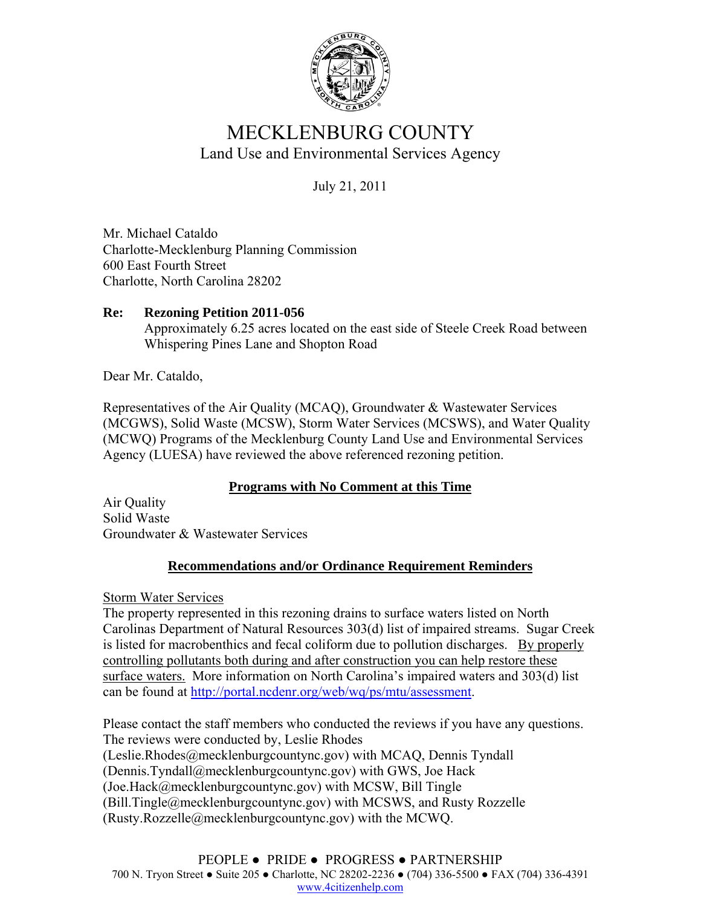# MECKLENBURG COUNTY

## Land Use and Environmental Services Agency

July 21, 2011

Mr. Michael Cataldo
Charlotte-Mecklenburg Planning Commission
600 East Fourth Street
Charlotte, North Carolina 28202

**Re: Rezoning Petition 2011-056**
Approximately 6.25 acres located on the east side of Steele Creek Road between Whispering Pines Lane and Shopton Road

Dear Mr. Cataldo,

Representatives of the Air Quality (MCAQ), Groundwater & Wastewater Services (MCGWS), Solid Waste (MCSW), Storm Water Services (MCSWS), and Water Quality (MCWQ) Programs of the Mecklenburg County Land Use and Environmental Services Agency (LUESA) have reviewed the above referenced rezoning petition.

**Programs with No Comment at this Time**

Air Quality
Solid Waste
Groundwater & Wastewater Services

**Recommendations and/or Ordinance Requirement Reminders**

Storm Water Services
The property represented in this rezoning drains to surface waters listed on North Carolinas Department of Natural Resources 303(d) list of impaired streams. Sugar Creek is listed for macrobenthics and fecal coliform due to pollution discharges. By properly controlling pollutants both during and after construction you can help restore these surface waters. More information on North Carolina's impaired waters and 303(d) list can be found at http://portal.ncdenr.org/web/wq/ps/mtu/assessment.

Please contact the staff members who conducted the reviews if you have any questions. The reviews were conducted by, Leslie Rhodes (Leslie.Rhodes@mecklenburgcountync.gov) with MCAQ, Dennis Tyndall (Dennis.Tyndall@mecklenburgcountync.gov) with GWS, Joe Hack (Joe.Hack@mecklenburgcountync.gov) with MCSW, Bill Tingle (Bill.Tingle@mecklenburgcountync.gov) with MCSWS, and Rusty Rozzelle (Rusty.Rozzelle@mecklenburgcountync.gov) with the MCWQ.

PEOPLE ● PRIDE ● PROGRESS ● PARTNERSHIP
700 N. Tryon Street ● Suite 205 ● Charlotte, NC 28202-2236 ● (704) 336-5500 ● FAX (704) 336-4391
www.4citizenhelp.com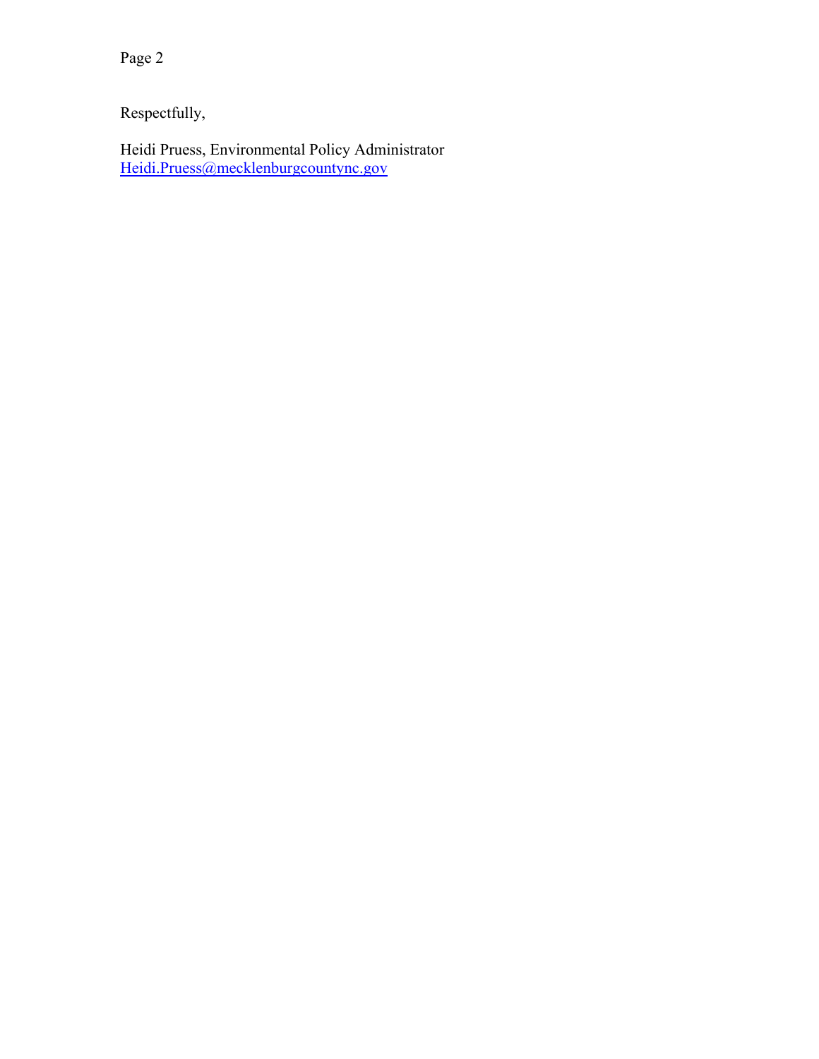Respectfully,

Heidi Pruess, Environmental Policy Administrator
Heidi.Pruess@mecklenburgcountync.gov